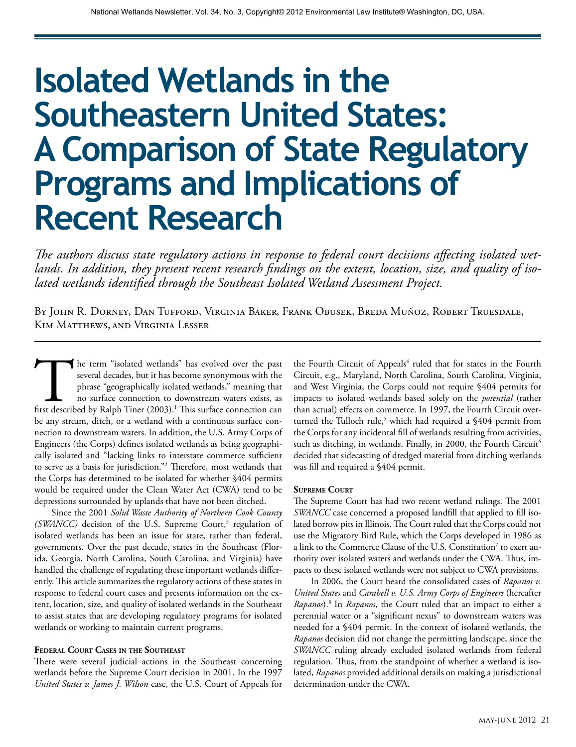# Isolated Wetlands in the Southeastern United States: A Comparison of State Regulatory Programs and Implications of Recent Research

*The authors discuss state regulatory actions in response to federal court decisions affecting isolated wetlands. In addition, they present recent research findings on the extent, location, size, and quality of isolated wetlands identified through the Southeast Isolated Wetland Assessment Project.*

By John R. Dorney, Dan Tufford, Virginia Baker, Frank Obusek, Breda Muñoz, Robert Truesdale, Kim Matthews, and Virginia Lesser

The term "isolated wetlands" has evolved over the past several decades, but it has become synonymous with the phrase "geographically isolated wetlands," meaning that no surface connection to downstream waters exists, as first described by Ralph Tiner (2003).[1] This surface connection can be any stream, ditch, or a wetland with a continuous surface connection to downstream waters. In addition, the U.S. Army Corps of Engineers (the Corps) defines isolated wetlands as being geographically isolated and "lacking links to interstate commerce sufficient to serve as a basis for jurisdiction."[2] Therefore, most wetlands that the Corps has determined to be isolated for whether §404 permits would be required under the Clean Water Act (CWA) tend to be depressions surrounded by uplands that have not been ditched.

Since the 2001 *Solid Waste Authority of Northern Cook County (SWANCC)* decision of the U.S. Supreme Court,[3] regulation of isolated wetlands has been an issue for state, rather than federal, governments. Over the past decade, states in the Southeast (Florida, Georgia, North Carolina, South Carolina, and Virginia) have handled the challenge of regulating these important wetlands differently. This article summarizes the regulatory actions of these states in response to federal court cases and presents information on the extent, location, size, and quality of isolated wetlands in the Southeast to assist states that are developing regulatory programs for isolated wetlands or working to maintain current programs.

## Federal Court Cases in the Southeast

There were several judicial actions in the Southeast concerning wetlands before the Supreme Court decision in 2001. In the 1997 *United States v. James J. Wilson* case, the U.S. Court of Appeals for the Fourth Circuit of Appeals[4] ruled that for states in the Fourth Circuit, e.g., Maryland, North Carolina, South Carolina, Virginia, and West Virginia, the Corps could not require §404 permits for impacts to isolated wetlands based solely on the *potential* (rather than actual) effects on commerce. In 1997, the Fourth Circuit overturned the Tulloch rule,[5] which had required a §404 permit from the Corps for any incidental fill of wetlands resulting from activities, such as ditching, in wetlands. Finally, in 2000, the Fourth Circuit[6] decided that sidecasting of dredged material from ditching wetlands was fill and required a §404 permit.

## Supreme Court

The Supreme Court has had two recent wetland rulings. The 2001 *SWANCC* case concerned a proposed landfill that applied to fill isolated borrow pits in Illinois. The Court ruled that the Corps could not use the Migratory Bird Rule, which the Corps developed in 1986 as a link to the Commerce Clause of the U.S. Constitution[7] to exert authority over isolated waters and wetlands under the CWA. Thus, impacts to these isolated wetlands were not subject to CWA provisions.

In 2006, the Court heard the consolidated cases of *Rapanos v. United States* and *Carabell v. U.S. Army Corps of Engineers* (hereafter *Rapanos*).[8] In *Rapanos*, the Court ruled that an impact to either a perennial water or a "significant nexus" to downstream waters was needed for a §404 permit. In the context of isolated wetlands, the *Rapanos* decision did not change the permitting landscape, since the *SWANCC* ruling already excluded isolated wetlands from federal regulation. Thus, from the standpoint of whether a wetland is isolated, *Rapanos* provided additional details on making a jurisdictional determination under the CWA.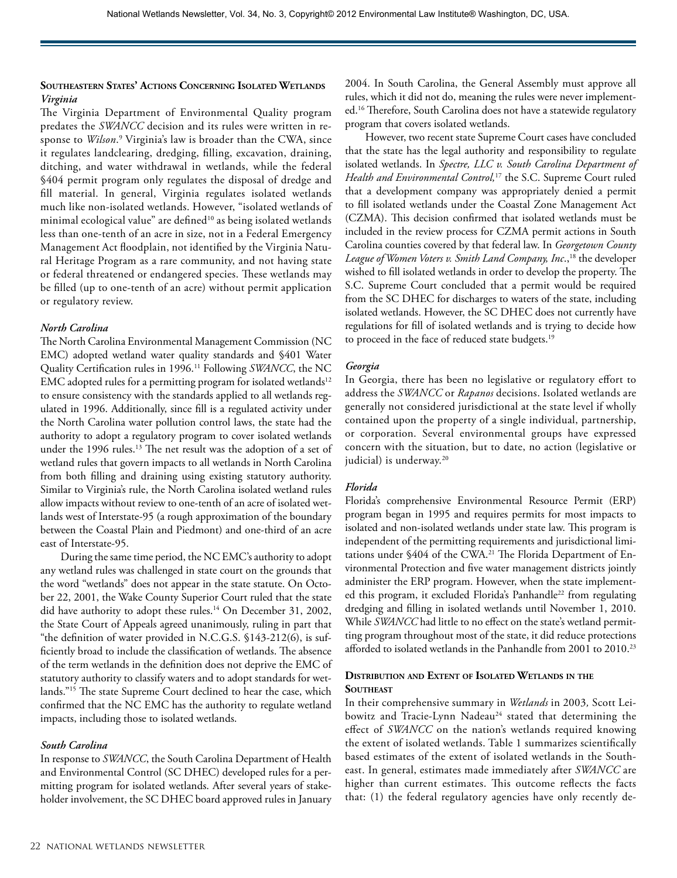## Southeastern States' Actions Concerning Isolated Wetlands

### *Virginia*

The Virginia Department of Environmental Quality program predates the *SWANCC* decision and its rules were written in response to *Wilson*.[9] Virginia's law is broader than the CWA, since it regulates landclearing, dredging, filling, excavation, draining, ditching, and water withdrawal in wetlands, while the federal §404 permit program only regulates the disposal of dredge and fill material. In general, Virginia regulates isolated wetlands much like non-isolated wetlands. However, "isolated wetlands of minimal ecological value" are defined[10] as being isolated wetlands less than one-tenth of an acre in size, not in a Federal Emergency Management Act floodplain, not identified by the Virginia Natural Heritage Program as a rare community, and not having state or federal threatened or endangered species. These wetlands may be filled (up to one-tenth of an acre) without permit application or regulatory review.

### *North Carolina*

The North Carolina Environmental Management Commission (NC EMC) adopted wetland water quality standards and §401 Water Quality Certification rules in 1996.[11] Following *SWANCC*, the NC EMC adopted rules for a permitting program for isolated wetlands[12] to ensure consistency with the standards applied to all wetlands regulated in 1996. Additionally, since fill is a regulated activity under the North Carolina water pollution control laws, the state had the authority to adopt a regulatory program to cover isolated wetlands under the 1996 rules.[13] The net result was the adoption of a set of wetland rules that govern impacts to all wetlands in North Carolina from both filling and draining using existing statutory authority. Similar to Virginia's rule, the North Carolina isolated wetland rules allow impacts without review to one-tenth of an acre of isolated wetlands west of Interstate-95 (a rough approximation of the boundary between the Coastal Plain and Piedmont) and one-third of an acre east of Interstate-95.

During the same time period, the NC EMC's authority to adopt any wetland rules was challenged in state court on the grounds that the word "wetlands" does not appear in the state statute. On October 22, 2001, the Wake County Superior Court ruled that the state did have authority to adopt these rules.[14] On December 31, 2002, the State Court of Appeals agreed unanimously, ruling in part that "the definition of water provided in N.C.G.S. §143-212(6), is sufficiently broad to include the classification of wetlands. The absence of the term wetlands in the definition does not deprive the EMC of statutory authority to classify waters and to adopt standards for wetlands."[15] The state Supreme Court declined to hear the case, which confirmed that the NC EMC has the authority to regulate wetland impacts, including those to isolated wetlands.

### *South Carolina*

In response to *SWANCC*, the South Carolina Department of Health and Environmental Control (SC DHEC) developed rules for a permitting program for isolated wetlands. After several years of stakeholder involvement, the SC DHEC board approved rules in January 2004. In South Carolina, the General Assembly must approve all rules, which it did not do, meaning the rules were never implemented.[16] Therefore, South Carolina does not have a statewide regulatory program that covers isolated wetlands.

However, two recent state Supreme Court cases have concluded that the state has the legal authority and responsibility to regulate isolated wetlands. In *Spectre, LLC v. South Carolina Department of Health and Environmental Control,*[17] the S.C. Supreme Court ruled that a development company was appropriately denied a permit to fill isolated wetlands under the Coastal Zone Management Act (CZMA). This decision confirmed that isolated wetlands must be included in the review process for CZMA permit actions in South Carolina counties covered by that federal law. In *Georgetown County League of Women Voters v. Smith Land Company, Inc*.,[18] the developer wished to fill isolated wetlands in order to develop the property. The S.C. Supreme Court concluded that a permit would be required from the SC DHEC for discharges to waters of the state, including isolated wetlands. However, the SC DHEC does not currently have regulations for fill of isolated wetlands and is trying to decide how to proceed in the face of reduced state budgets.[19]

### *Georgia*

In Georgia, there has been no legislative or regulatory effort to address the *SWANCC* or *Rapanos* decisions. Isolated wetlands are generally not considered jurisdictional at the state level if wholly contained upon the property of a single individual, partnership, or corporation. Several environmental groups have expressed concern with the situation, but to date, no action (legislative or judicial) is underway.[20]

### *Florida*

Florida's comprehensive Environmental Resource Permit (ERP) program began in 1995 and requires permits for most impacts to isolated and non-isolated wetlands under state law. This program is independent of the permitting requirements and jurisdictional limitations under §404 of the CWA.[21] The Florida Department of Environmental Protection and five water management districts jointly administer the ERP program. However, when the state implemented this program, it excluded Florida's Panhandle[22] from regulating dredging and filling in isolated wetlands until November 1, 2010. While *SWANCC* had little to no effect on the state's wetland permitting program throughout most of the state, it did reduce protections afforded to isolated wetlands in the Panhandle from 2001 to 2010.[23]

## Distribution and Extent of Isolated Wetlands in the Southeast

In their comprehensive summary in *Wetlands* in 2003*,* Scott Leibowitz and Tracie-Lynn Nadeau[24] stated that determining the effect of *SWANCC* on the nation's wetlands required knowing the extent of isolated wetlands. Table 1 summarizes scientifically based estimates of the extent of isolated wetlands in the Southeast. In general, estimates made immediately after *SWANCC* are higher than current estimates. This outcome reflects the facts that: (1) the federal regulatory agencies have only recently de-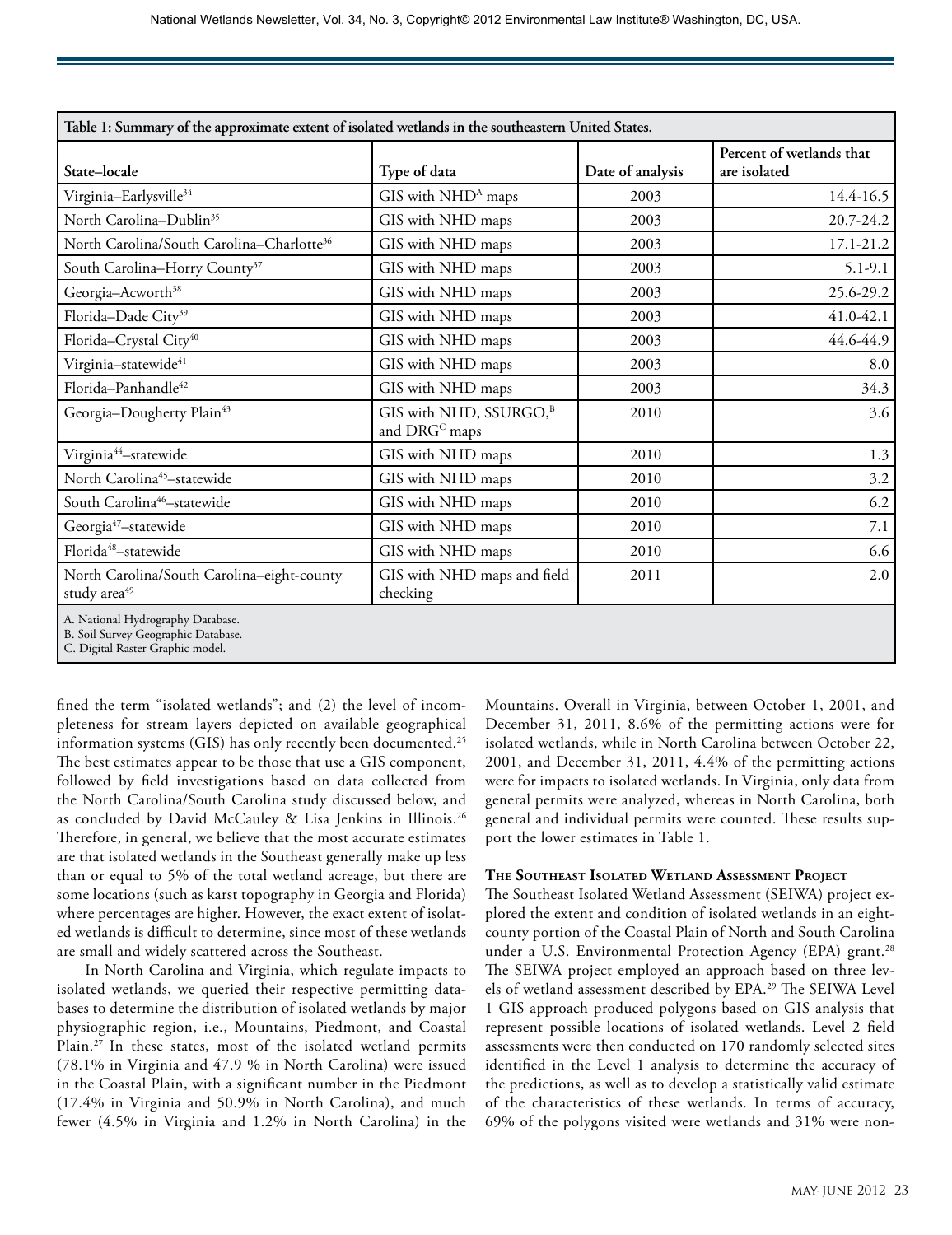**Table 1: Summary of the approximate extent of isolated wetlands in the southeastern United States.**

| State–locale | Type of data | Date of analysis | Percent of wetlands that are isolated |
|---|---|---|---|
| Virginia–Earlysville[34] | GIS with NHD[A] maps | 2003 | 14.4-16.5 |
| North Carolina–Dublin[35] | GIS with NHD maps | 2003 | 20.7-24.2 |
| North Carolina/South Carolina–Charlotte[36] | GIS with NHD maps | 2003 | 17.1-21.2 |
| South Carolina–Horry County[37] | GIS with NHD maps | 2003 | 5.1-9.1 |
| Georgia–Acworth[38] | GIS with NHD maps | 2003 | 25.6-29.2 |
| Florida–Dade City[39] | GIS with NHD maps | 2003 | 41.0-42.1 |
| Florida–Crystal City[40] | GIS with NHD maps | 2003 | 44.6-44.9 |
| Virginia–statewide[41] | GIS with NHD maps | 2003 | 8.0 |
| Florida–Panhandle[42] | GIS with NHD maps | 2003 | 34.3 |
| Georgia–Dougherty Plain[43] | GIS with NHD, SSURGO,[B] and DRG[C] maps | 2010 | 3.6 |
| Virginia[44]–statewide | GIS with NHD maps | 2010 | 1.3 |
| North Carolina[45]–statewide | GIS with NHD maps | 2010 | 3.2 |
| South Carolina[46]–statewide | GIS with NHD maps | 2010 | 6.2 |
| Georgia[47]–statewide | GIS with NHD maps | 2010 | 7.1 |
| Florida[48]–statewide | GIS with NHD maps | 2010 | 6.6 |
| North Carolina/South Carolina–eight-county study area[49] | GIS with NHD maps and field checking | 2011 | 2.0 |

A. National Hydrography Database.
B. Soil Survey Geographic Database.
C. Digital Raster Graphic model.

fined the term "isolated wetlands"; and (2) the level of incompleteness for stream layers depicted on available geographical information systems (GIS) has only recently been documented.[25] The best estimates appear to be those that use a GIS component, followed by field investigations based on data collected from the North Carolina/South Carolina study discussed below, and as concluded by David McCauley & Lisa Jenkins in Illinois.[26] Therefore, in general, we believe that the most accurate estimates are that isolated wetlands in the Southeast generally make up less than or equal to 5% of the total wetland acreage, but there are some locations (such as karst topography in Georgia and Florida) where percentages are higher. However, the exact extent of isolated wetlands is difficult to determine, since most of these wetlands are small and widely scattered across the Southeast.

In North Carolina and Virginia, which regulate impacts to isolated wetlands, we queried their respective permitting databases to determine the distribution of isolated wetlands by major physiographic region, i.e., Mountains, Piedmont, and Coastal Plain.[27] In these states, most of the isolated wetland permits (78.1% in Virginia and 47.9 % in North Carolina) were issued in the Coastal Plain, with a significant number in the Piedmont (17.4% in Virginia and 50.9% in North Carolina), and much fewer (4.5% in Virginia and 1.2% in North Carolina) in the Mountains. Overall in Virginia, between October 1, 2001, and December 31, 2011, 8.6% of the permitting actions were for isolated wetlands, while in North Carolina between October 22, 2001, and December 31, 2011, 4.4% of the permitting actions were for impacts to isolated wetlands. In Virginia, only data from general permits were analyzed, whereas in North Carolina, both general and individual permits were counted. These results support the lower estimates in Table 1.

### The Southeast Isolated Wetland Assessment Project

The Southeast Isolated Wetland Assessment (SEIWA) project explored the extent and condition of isolated wetlands in an eight-county portion of the Coastal Plain of North and South Carolina under a U.S. Environmental Protection Agency (EPA) grant.[28] The SEIWA project employed an approach based on three levels of wetland assessment described by EPA.[29] The SEIWA Level 1 GIS approach produced polygons based on GIS analysis that represent possible locations of isolated wetlands. Level 2 field assessments were then conducted on 170 randomly selected sites identified in the Level 1 analysis to determine the accuracy of the predictions, as well as to develop a statistically valid estimate of the characteristics of these wetlands. In terms of accuracy, 69% of the polygons visited were wetlands and 31% were non-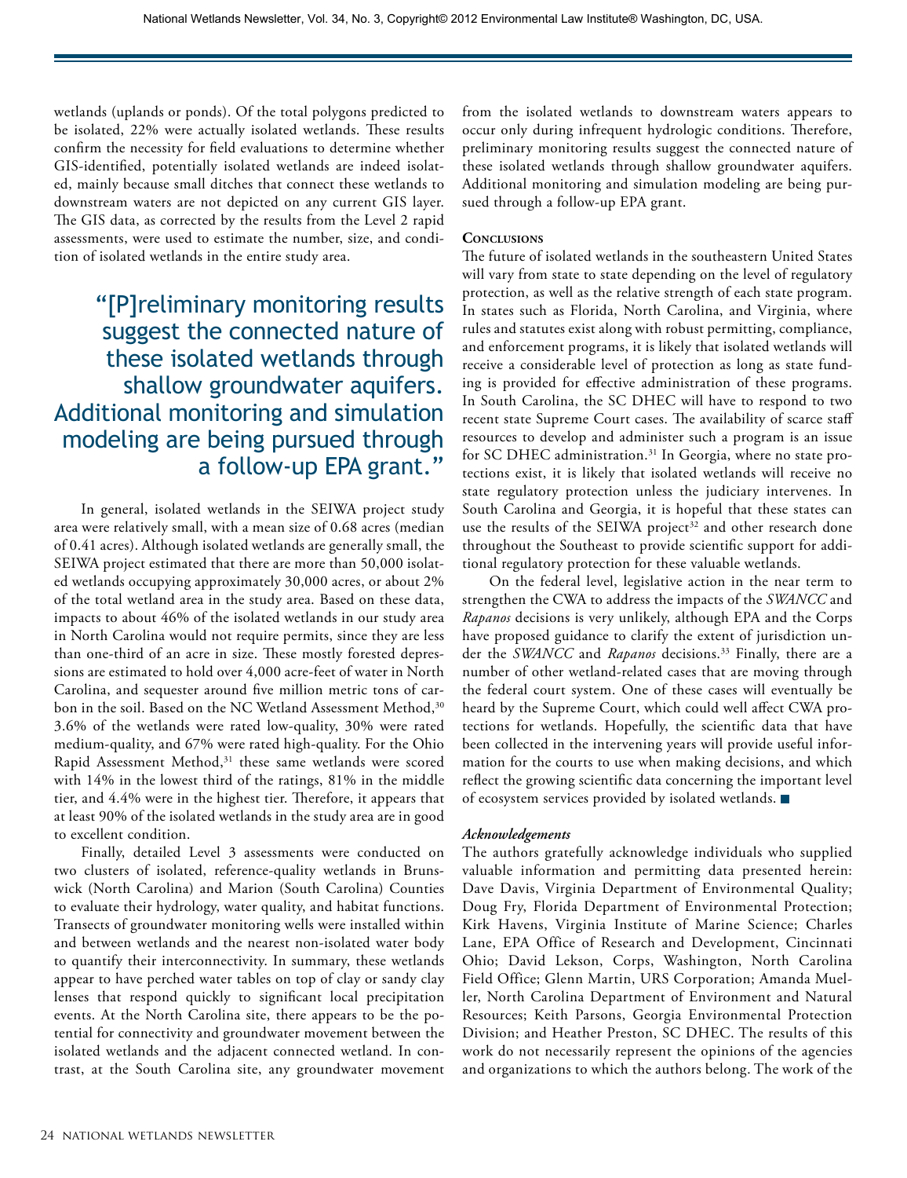wetlands (uplands or ponds). Of the total polygons predicted to be isolated, 22% were actually isolated wetlands. These results confirm the necessity for field evaluations to determine whether GIS-identified, potentially isolated wetlands are indeed isolated, mainly because small ditches that connect these wetlands to downstream waters are not depicted on any current GIS layer. The GIS data, as corrected by the results from the Level 2 rapid assessments, were used to estimate the number, size, and condition of isolated wetlands in the entire study area.

> "[P]reliminary monitoring results suggest the connected nature of these isolated wetlands through shallow groundwater aquifers. Additional monitoring and simulation modeling are being pursued through a follow-up EPA grant."

In general, isolated wetlands in the SEIWA project study area were relatively small, with a mean size of 0.68 acres (median of 0.41 acres). Although isolated wetlands are generally small, the SEIWA project estimated that there are more than 50,000 isolated wetlands occupying approximately 30,000 acres, or about 2% of the total wetland area in the study area. Based on these data, impacts to about 46% of the isolated wetlands in our study area in North Carolina would not require permits, since they are less than one-third of an acre in size. These mostly forested depressions are estimated to hold over 4,000 acre-feet of water in North Carolina, and sequester around five million metric tons of carbon in the soil. Based on the NC Wetland Assessment Method,[30] 3.6% of the wetlands were rated low-quality, 30% were rated medium-quality, and 67% were rated high-quality. For the Ohio Rapid Assessment Method,[31] these same wetlands were scored with 14% in the lowest third of the ratings, 81% in the middle tier, and 4.4% were in the highest tier. Therefore, it appears that at least 90% of the isolated wetlands in the study area are in good to excellent condition.

Finally, detailed Level 3 assessments were conducted on two clusters of isolated, reference-quality wetlands in Brunswick (North Carolina) and Marion (South Carolina) Counties to evaluate their hydrology, water quality, and habitat functions. Transects of groundwater monitoring wells were installed within and between wetlands and the nearest non-isolated water body to quantify their interconnectivity. In summary, these wetlands appear to have perched water tables on top of clay or sandy clay lenses that respond quickly to significant local precipitation events. At the North Carolina site, there appears to be the potential for connectivity and groundwater movement between the isolated wetlands and the adjacent connected wetland. In contrast, at the South Carolina site, any groundwater movement from the isolated wetlands to downstream waters appears to occur only during infrequent hydrologic conditions. Therefore, preliminary monitoring results suggest the connected nature of these isolated wetlands through shallow groundwater aquifers. Additional monitoring and simulation modeling are being pursued through a follow-up EPA grant.

## Conclusions

The future of isolated wetlands in the southeastern United States will vary from state to state depending on the level of regulatory protection, as well as the relative strength of each state program. In states such as Florida, North Carolina, and Virginia, where rules and statutes exist along with robust permitting, compliance, and enforcement programs, it is likely that isolated wetlands will receive a considerable level of protection as long as state funding is provided for effective administration of these programs. In South Carolina, the SC DHEC will have to respond to two recent state Supreme Court cases. The availability of scarce staff resources to develop and administer such a program is an issue for SC DHEC administration.[31] In Georgia, where no state protections exist, it is likely that isolated wetlands will receive no state regulatory protection unless the judiciary intervenes. In South Carolina and Georgia, it is hopeful that these states can use the results of the SEIWA project[32] and other research done throughout the Southeast to provide scientific support for additional regulatory protection for these valuable wetlands.

On the federal level, legislative action in the near term to strengthen the CWA to address the impacts of the *SWANCC* and *Rapanos* decisions is very unlikely, although EPA and the Corps have proposed guidance to clarify the extent of jurisdiction under the *SWANCC* and *Rapanos* decisions.[33] Finally, there are a number of other wetland-related cases that are moving through the federal court system. One of these cases will eventually be heard by the Supreme Court, which could well affect CWA protections for wetlands. Hopefully, the scientific data that have been collected in the intervening years will provide useful information for the courts to use when making decisions, and which reflect the growing scientific data concerning the important level of ecosystem services provided by isolated wetlands. ■

### *Acknowledgements*

The authors gratefully acknowledge individuals who supplied valuable information and permitting data presented herein: Dave Davis, Virginia Department of Environmental Quality; Doug Fry, Florida Department of Environmental Protection; Kirk Havens, Virginia Institute of Marine Science; Charles Lane, EPA Office of Research and Development, Cincinnati Ohio; David Lekson, Corps, Washington, North Carolina Field Office; Glenn Martin, URS Corporation; Amanda Mueller, North Carolina Department of Environment and Natural Resources; Keith Parsons, Georgia Environmental Protection Division; and Heather Preston, SC DHEC. The results of this work do not necessarily represent the opinions of the agencies and organizations to which the authors belong. The work of the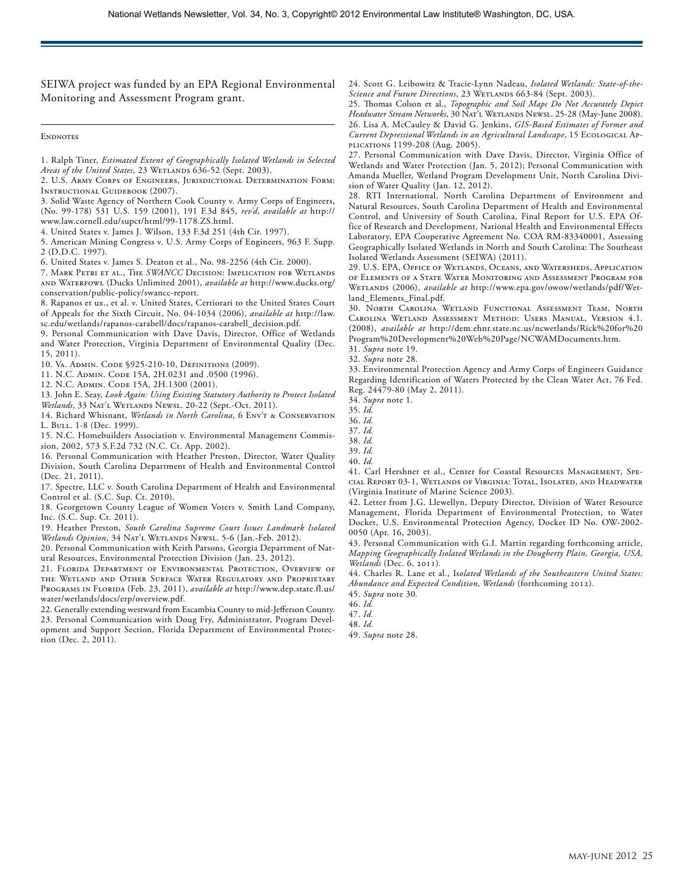SEIWA project was funded by an EPA Regional Environmental Monitoring and Assessment Program grant.

---

Endnotes

1. Ralph Tiner, *Estimated Extent of Geographically Isolated Wetlands in Selected Areas of the United States*, 23 Wetlands 636-52 (Sept. 2003).
2. U.S. Army Corps of Engineers, Jurisdictional Determination Form: Instructional Guidebook (2007).
3. Solid Waste Agency of Northern Cook County v. Army Corps of Engineers, (No. 99-178) 531 U.S. 159 (2001), 191 F.3d 845, *rev'd*, *available at* http://www.law.cornell.edu/supct/html/99-1178.ZS.html.
4. United States v. James J. Wilson, 133 F.3d 251 (4th Cir. 1997).
5. American Mining Congress v. U.S. Army Corps of Engineers, 963 F. Supp. 2 (D.D.C. 1997).
6. United States v. James S. Deaton et al., No. 98-2256 (4th Cir. 2000).
7. Mark Petri et al., The *SWANCC* Decision: Implication for Wetlands and Waterfowl (Ducks Unlimited 2001), *available at* http://www.ducks.org/conservation/public-policy/swancc-report.
8. Rapanos et ux., et al. v. United States, Certiorari to the United States Court of Appeals for the Sixth Circuit, No. 04-1034 (2006), *available at* http://law.sc.edu/wetlands/rapanos-carabell/docs/rapanos-carabell_decision.pdf.
9. Personal Communication with Dave Davis, Director, Office of Wetlands and Water Protection, Virginia Department of Environmental Quality (Dec. 15, 2011).
10. Va. Admin. Code §925-210-10, Definitions (2009).
11. N.C. Admin. Code 15A, 2H.0231 and .0500 (1996).
12. N.C. Admin. Code 15A, 2H.1300 (2001).
13. John E. Seay, *Look Again: Using Existing Statutory Authority to Protect Isolated Wetlands*, 33 Nat'l Wetlands Newsl. 20-22 (Sept.-Oct. 2011).
14. Richard Whisnant, *Wetlands in North Carolina*, 6 Env't & Conservation L. Bull. 1-8 (Dec. 1999).
15. N.C. Homebuilders Association v. Environmental Management Commission, 2002, 573 S.F.2d 732 (N.C. Ct. App. 2002).
16. Personal Communication with Heather Preston, Director, Water Quality Division, South Carolina Department of Health and Environmental Control (Dec. 21, 2011).
17. Spectre, LLC v. South Carolina Department of Health and Environmental Control et al. (S.C. Sup. Ct. 2010).
18. Georgetown County League of Women Voters v. Smith Land Company, Inc. (S.C. Sup. Ct. 2011).
19. Heather Preston, *South Carolina Supreme Court Issues Landmark Isolated Wetlands Opinion*, 34 Nat'l Wetlands Newsl. 5-6 (Jan.-Feb. 2012).
20. Personal Communication with Keith Parsons, Georgia Department of Natural Resources, Environmental Protection Division (Jan. 23, 2012).
21. Florida Department of Environmental Protection, Overview of the Wetland and Other Surface Water Regulatory and Proprietary Programs in Florida (Feb. 23, 2011), *available at* http://www.dep.state.fl.us/water/wetlands/docs/erp/overview.pdf.
22. Generally extending westward from Escambia County to mid-Jefferson County.
23. Personal Communication with Doug Fry, Administrator, Program Development and Support Section, Florida Department of Environmental Protection (Dec. 2, 2011).
24. Scott G. Leibowitz & Tracie-Lynn Nadeau, *Isolated Wetlands: State-of-the-Science and Future Directions*, 23 Wetlands 663-84 (Sept. 2003).
25. Thomas Colson et al., *Topographic and Soil Maps Do Not Accurately Depict Headwater Stream Networks*, 30 Nat'l Wetlands Newsl. 25-28 (May-June 2008).
26. Lisa A. McCauley & David G. Jenkins, *GIS-Based Estimates of Former and Current Depressional Wetlands in an Agricultural Landscape*, 15 Ecological Applications 1199-208 (Aug. 2005).
27. Personal Communication with Dave Davis, Director, Virginia Office of Wetlands and Water Protection (Jan. 5, 2012); Personal Communication with Amanda Mueller, Wetland Program Development Unit, North Carolina Division of Water Quality (Jan. 12, 2012).
28. RTI International, North Carolina Department of Environment and Natural Resources, South Carolina Department of Health and Environmental Control, and University of South Carolina, Final Report for U.S. EPA Office of Research and Development, National Health and Environmental Effects Laboratory, EPA Cooperative Agreement No. COA RM-83340001, Assessing Geographically Isolated Wetlands in North and South Carolina: The Southeast Isolated Wetlands Assessment (SEIWA) (2011).
29. U.S. EPA, Office of Wetlands, Oceans, and Watersheds, Application of Elements of a State Water Monitoring and Assessment Program for Wetlands (2006), *available at* http://www.epa.gov/owow/wetlands/pdf/Wetland_Elements_Final.pdf.
30. North Carolina Wetland Functional Assessment Team, North Carolina Wetland Assessment Method: Users Manual, Version 4.1. (2008), *available at* http://dem.ehnr.state.nc.us/ncwetlands/Rick%20for%20Program%20Development%20Web%20Page/NCWAMDocuments.htm.
31. *Supra* note 19.
32. *Supra* note 28.
33. Environmental Protection Agency and Army Corps of Engineers Guidance Regarding Identification of Waters Protected by the Clean Water Act, 76 Fed. Reg. 24479-80 (May 2, 2011).
34. *Supra* note 1.
35. *Id.*
36. *Id.*
37. *Id.*
38. *Id.*
39. *Id.*
40. *Id.*
41. Carl Hershner et al., Center for Coastal Resources Management, Special Report 03-1, Wetlands of Virginia: Total, Isolated, and Headwater (Virginia Institute of Marine Science 2003).
42. Letter from J.G. Llewellyn, Deputy Director, Division of Water Resource Management, Florida Department of Environmental Protection, to Water Docket, U.S. Environmental Protection Agency, Docket ID No. OW-2002-0050 (Apr. 16, 2003).
43. Personal Communication with G.I. Martin regarding forthcoming article, *Mapping Geographically Isolated Wetlands in the Dougherty Plain, Georgia, USA, Wetlands* (Dec. 6, 2011).
44. Charles R. Lane et al., I*solated Wetlands of the Southeastern United States: Abundance and Expected Condition, Wetlands* (forthcoming 2012).
45. *Supra* note 30.
46. *Id.*
47. *Id.*
48. *Id.*
49. *Supra* note 28.